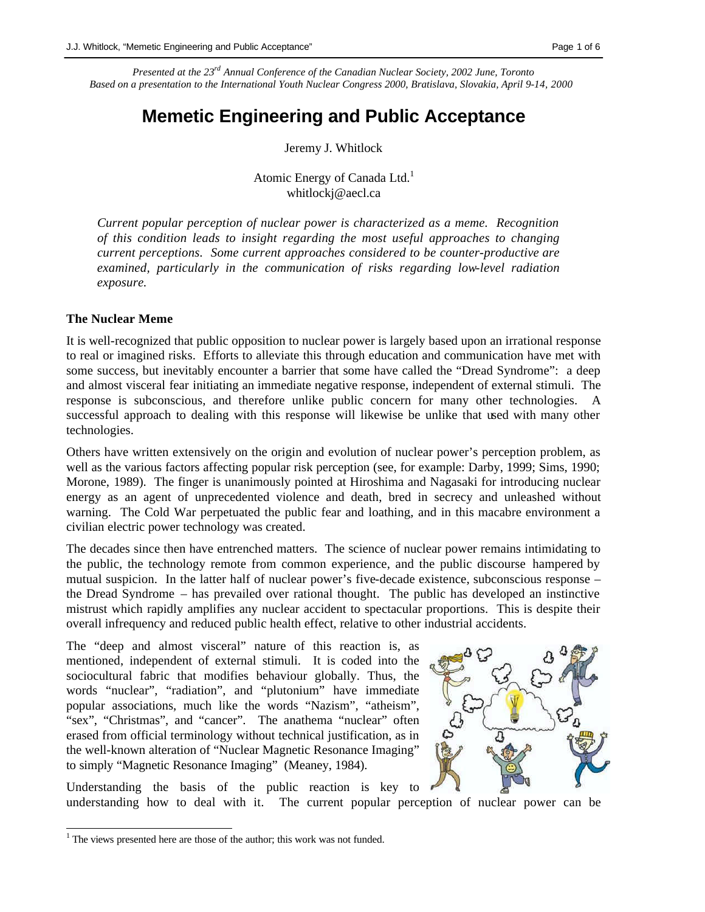*Presented at the 23rd Annual Conference of the Canadian Nuclear Society, 2002 June, Toronto*
*Based on a presentation to the International Youth Nuclear Congress 2000, Bratislava, Slovakia, April 9-14, 2000*

# Memetic Engineering and Public Acceptance

Jeremy J. Whitlock

Atomic Energy of Canada Ltd.[1]
whitlockj@aecl.ca

*Current popular perception of nuclear power is characterized as a meme. Recognition of this condition leads to insight regarding the most useful approaches to changing current perceptions. Some current approaches considered to be counter-productive are examined, particularly in the communication of risks regarding low-level radiation exposure.*

### The Nuclear Meme

It is well-recognized that public opposition to nuclear power is largely based upon an irrational response to real or imagined risks. Efforts to alleviate this through education and communication have met with some success, but inevitably encounter a barrier that some have called the "Dread Syndrome": a deep and almost visceral fear initiating an immediate negative response, independent of external stimuli. The response is subconscious, and therefore unlike public concern for many other technologies. A successful approach to dealing with this response will likewise be unlike that used with many other technologies.

Others have written extensively on the origin and evolution of nuclear power's perception problem, as well as the various factors affecting popular risk perception (see, for example: Darby, 1999; Sims, 1990; Morone, 1989). The finger is unanimously pointed at Hiroshima and Nagasaki for introducing nuclear energy as an agent of unprecedented violence and death, bred in secrecy and unleashed without warning. The Cold War perpetuated the public fear and loathing, and in this macabre environment a civilian electric power technology was created.

The decades since then have entrenched matters. The science of nuclear power remains intimidating to the public, the technology remote from common experience, and the public discourse hampered by mutual suspicion. In the latter half of nuclear power's five-decade existence, subconscious response – the Dread Syndrome – has prevailed over rational thought. The public has developed an instinctive mistrust which rapidly amplifies any nuclear accident to spectacular proportions. This is despite their overall infrequency and reduced public health effect, relative to other industrial accidents.

The "deep and almost visceral" nature of this reaction is, as mentioned, independent of external stimuli. It is coded into the sociocultural fabric that modifies behaviour globally. Thus, the words "nuclear", "radiation", and "plutonium" have immediate popular associations, much like the words "Nazism", "atheism", "sex", "Christmas", and "cancer". The anathema "nuclear" often erased from official terminology without technical justification, as in the well-known alteration of "Nuclear Magnetic Resonance Imaging" to simply "Magnetic Resonance Imaging" (Meaney, 1984).

Understanding the basis of the public reaction is key to understanding how to deal with it. The current popular perception of nuclear power can be

[1] The views presented here are those of the author; this work was not funded.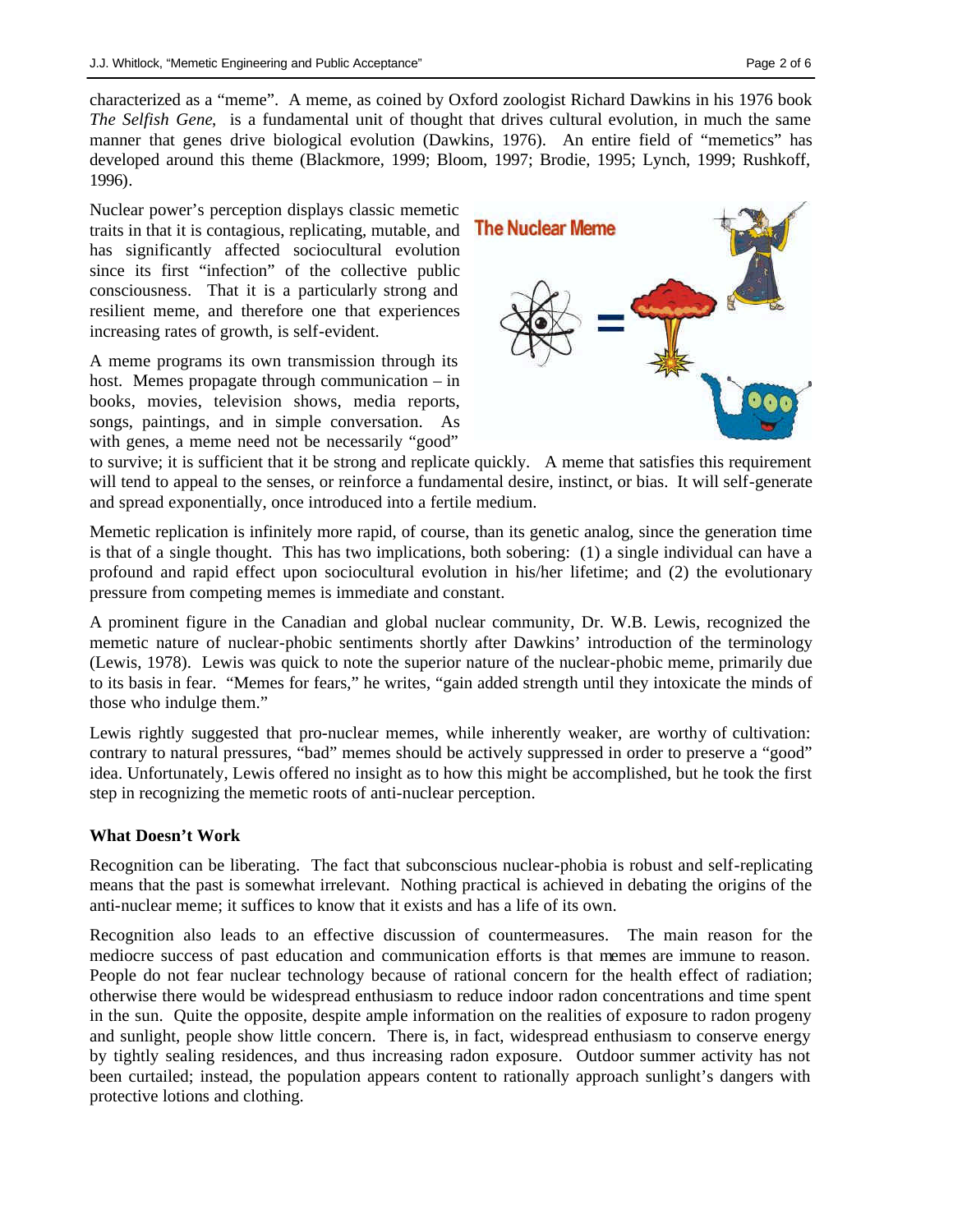characterized as a "meme". A meme, as coined by Oxford zoologist Richard Dawkins in his 1976 book *The Selfish Gene*, is a fundamental unit of thought that drives cultural evolution, in much the same manner that genes drive biological evolution (Dawkins, 1976). An entire field of "memetics" has developed around this theme (Blackmore, 1999; Bloom, 1997; Brodie, 1995; Lynch, 1999; Rushkoff, 1996).

Nuclear power's perception displays classic memetic traits in that it is contagious, replicating, mutable, and has significantly affected sociocultural evolution since its first "infection" of the collective public consciousness. That it is a particularly strong and resilient meme, and therefore one that experiences increasing rates of growth, is self-evident.

A meme programs its own transmission through its host. Memes propagate through communication – in books, movies, television shows, media reports, songs, paintings, and in simple conversation. As with genes, a meme need not be necessarily "good" to survive; it is sufficient that it be strong and replicate quickly. A meme that satisfies this requirement will tend to appeal to the senses, or reinforce a fundamental desire, instinct, or bias. It will self-generate and spread exponentially, once introduced into a fertile medium.

Memetic replication is infinitely more rapid, of course, than its genetic analog, since the generation time is that of a single thought. This has two implications, both sobering: (1) a single individual can have a profound and rapid effect upon sociocultural evolution in his/her lifetime; and (2) the evolutionary pressure from competing memes is immediate and constant.

A prominent figure in the Canadian and global nuclear community, Dr. W.B. Lewis, recognized the memetic nature of nuclear-phobic sentiments shortly after Dawkins' introduction of the terminology (Lewis, 1978). Lewis was quick to note the superior nature of the nuclear-phobic meme, primarily due to its basis in fear. "Memes for fears," he writes, "gain added strength until they intoxicate the minds of those who indulge them."

Lewis rightly suggested that pro-nuclear memes, while inherently weaker, are worthy of cultivation: contrary to natural pressures, "bad" memes should be actively suppressed in order to preserve a "good" idea. Unfortunately, Lewis offered no insight as to how this might be accomplished, but he took the first step in recognizing the memetic roots of anti-nuclear perception.

**What Doesn't Work**

Recognition can be liberating. The fact that subconscious nuclear-phobia is robust and self-replicating means that the past is somewhat irrelevant. Nothing practical is achieved in debating the origins of the anti-nuclear meme; it suffices to know that it exists and has a life of its own.

Recognition also leads to an effective discussion of countermeasures. The main reason for the mediocre success of past education and communication efforts is that memes are immune to reason. People do not fear nuclear technology because of rational concern for the health effect of radiation; otherwise there would be widespread enthusiasm to reduce indoor radon concentrations and time spent in the sun. Quite the opposite, despite ample information on the realities of exposure to radon progeny and sunlight, people show little concern. There is, in fact, widespread enthusiasm to conserve energy by tightly sealing residences, and thus increasing radon exposure. Outdoor summer activity has not been curtailed; instead, the population appears content to rationally approach sunlight's dangers with protective lotions and clothing.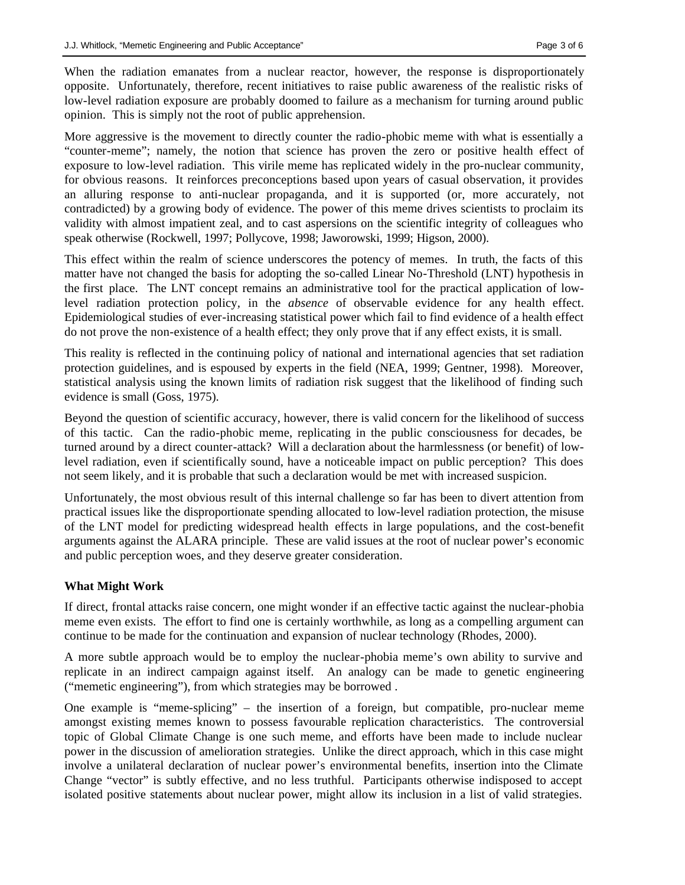When the radiation emanates from a nuclear reactor, however, the response is disproportionately opposite. Unfortunately, therefore, recent initiatives to raise public awareness of the realistic risks of low-level radiation exposure are probably doomed to failure as a mechanism for turning around public opinion. This is simply not the root of public apprehension.

More aggressive is the movement to directly counter the radio-phobic meme with what is essentially a "counter-meme"; namely, the notion that science has proven the zero or positive health effect of exposure to low-level radiation. This virile meme has replicated widely in the pro-nuclear community, for obvious reasons. It reinforces preconceptions based upon years of casual observation, it provides an alluring response to anti-nuclear propaganda, and it is supported (or, more accurately, not contradicted) by a growing body of evidence. The power of this meme drives scientists to proclaim its validity with almost impatient zeal, and to cast aspersions on the scientific integrity of colleagues who speak otherwise (Rockwell, 1997; Pollycove, 1998; Jaworowski, 1999; Higson, 2000).

This effect within the realm of science underscores the potency of memes. In truth, the facts of this matter have not changed the basis for adopting the so-called Linear No-Threshold (LNT) hypothesis in the first place. The LNT concept remains an administrative tool for the practical application of low-level radiation protection policy, in the *absence* of observable evidence for any health effect. Epidemiological studies of ever-increasing statistical power which fail to find evidence of a health effect do not prove the non-existence of a health effect; they only prove that if any effect exists, it is small.

This reality is reflected in the continuing policy of national and international agencies that set radiation protection guidelines, and is espoused by experts in the field (NEA, 1999; Gentner, 1998). Moreover, statistical analysis using the known limits of radiation risk suggest that the likelihood of finding such evidence is small (Goss, 1975).

Beyond the question of scientific accuracy, however, there is valid concern for the likelihood of success of this tactic. Can the radio-phobic meme, replicating in the public consciousness for decades, be turned around by a direct counter-attack? Will a declaration about the harmlessness (or benefit) of low-level radiation, even if scientifically sound, have a noticeable impact on public perception? This does not seem likely, and it is probable that such a declaration would be met with increased suspicion.

Unfortunately, the most obvious result of this internal challenge so far has been to divert attention from practical issues like the disproportionate spending allocated to low-level radiation protection, the misuse of the LNT model for predicting widespread health effects in large populations, and the cost-benefit arguments against the ALARA principle. These are valid issues at the root of nuclear power's economic and public perception woes, and they deserve greater consideration.

## What Might Work

If direct, frontal attacks raise concern, one might wonder if an effective tactic against the nuclear-phobia meme even exists. The effort to find one is certainly worthwhile, as long as a compelling argument can continue to be made for the continuation and expansion of nuclear technology (Rhodes, 2000).

A more subtle approach would be to employ the nuclear-phobia meme's own ability to survive and replicate in an indirect campaign against itself. An analogy can be made to genetic engineering ("memetic engineering"), from which strategies may be borrowed .

One example is "meme-splicing" – the insertion of a foreign, but compatible, pro-nuclear meme amongst existing memes known to possess favourable replication characteristics. The controversial topic of Global Climate Change is one such meme, and efforts have been made to include nuclear power in the discussion of amelioration strategies. Unlike the direct approach, which in this case might involve a unilateral declaration of nuclear power's environmental benefits, insertion into the Climate Change "vector" is subtly effective, and no less truthful. Participants otherwise indisposed to accept isolated positive statements about nuclear power, might allow its inclusion in a list of valid strategies.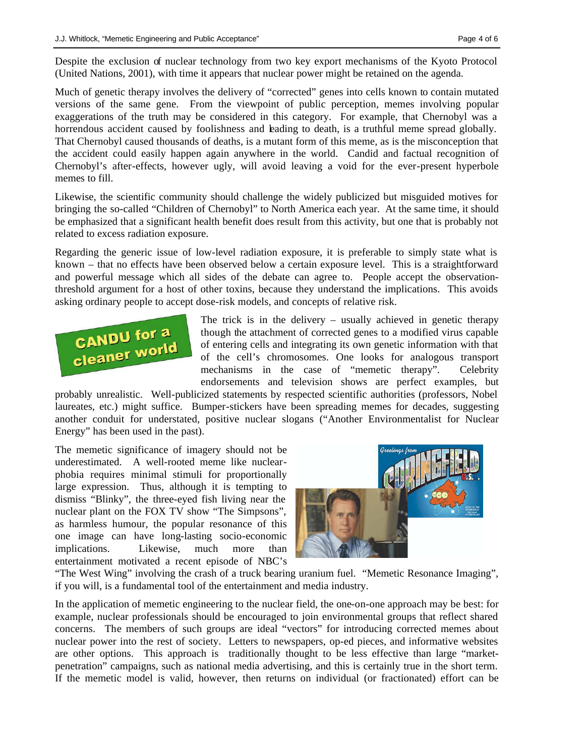Despite the exclusion of nuclear technology from two key export mechanisms of the Kyoto Protocol (United Nations, 2001), with time it appears that nuclear power might be retained on the agenda.

Much of genetic therapy involves the delivery of "corrected" genes into cells known to contain mutated versions of the same gene. From the viewpoint of public perception, memes involving popular exaggerations of the truth may be considered in this category. For example, that Chernobyl was a horrendous accident caused by foolishness and leading to death, is a truthful meme spread globally. That Chernobyl caused thousands of deaths, is a mutant form of this meme, as is the misconception that the accident could easily happen again anywhere in the world. Candid and factual recognition of Chernobyl's after-effects, however ugly, will avoid leaving a void for the ever-present hyperbole memes to fill.

Likewise, the scientific community should challenge the widely publicized but misguided motives for bringing the so-called "Children of Chernobyl" to North America each year. At the same time, it should be emphasized that a significant health benefit does result from this activity, but one that is probably not related to excess radiation exposure.

Regarding the generic issue of low-level radiation exposure, it is preferable to simply state what is known – that no effects have been observed below a certain exposure level. This is a straightforward and powerful message which all sides of the debate can agree to. People accept the observation-threshold argument for a host of other toxins, because they understand the implications. This avoids asking ordinary people to accept dose-risk models, and concepts of relative risk.

CANDU for a cleaner world

The trick is in the delivery – usually achieved in genetic therapy though the attachment of corrected genes to a modified virus capable of entering cells and integrating its own genetic information with that of the cell's chromosomes. One looks for analogous transport mechanisms in the case of "memetic therapy". Celebrity endorsements and television shows are perfect examples, but probably unrealistic. Well-publicized statements by respected scientific authorities (professors, Nobel laureates, etc.) might suffice. Bumper-stickers have been spreading memes for decades, suggesting another conduit for understated, positive nuclear slogans ("Another Environmentalist for Nuclear Energy" has been used in the past).

The memetic significance of imagery should not be underestimated. A well-rooted meme like nuclear-phobia requires minimal stimuli for proportionally large expression. Thus, although it is tempting to dismiss "Blinky", the three-eyed fish living near the nuclear plant on the FOX TV show "The Simpsons", as harmless humour, the popular resonance of this one image can have long-lasting socio-economic implications. Likewise, much more than entertainment motivated a recent episode of NBC's "The West Wing" involving the crash of a truck bearing uranium fuel. "Memetic Resonance Imaging", if you will, is a fundamental tool of the entertainment and media industry.

In the application of memetic engineering to the nuclear field, the one-on-one approach may be best: for example, nuclear professionals should be encouraged to join environmental groups that reflect shared concerns. The members of such groups are ideal "vectors" for introducing corrected memes about nuclear power into the rest of society. Letters to newspapers, op-ed pieces, and informative websites are other options. This approach is traditionally thought to be less effective than large "market-penetration" campaigns, such as national media advertising, and this is certainly true in the short term. If the memetic model is valid, however, then returns on individual (or fractionated) effort can be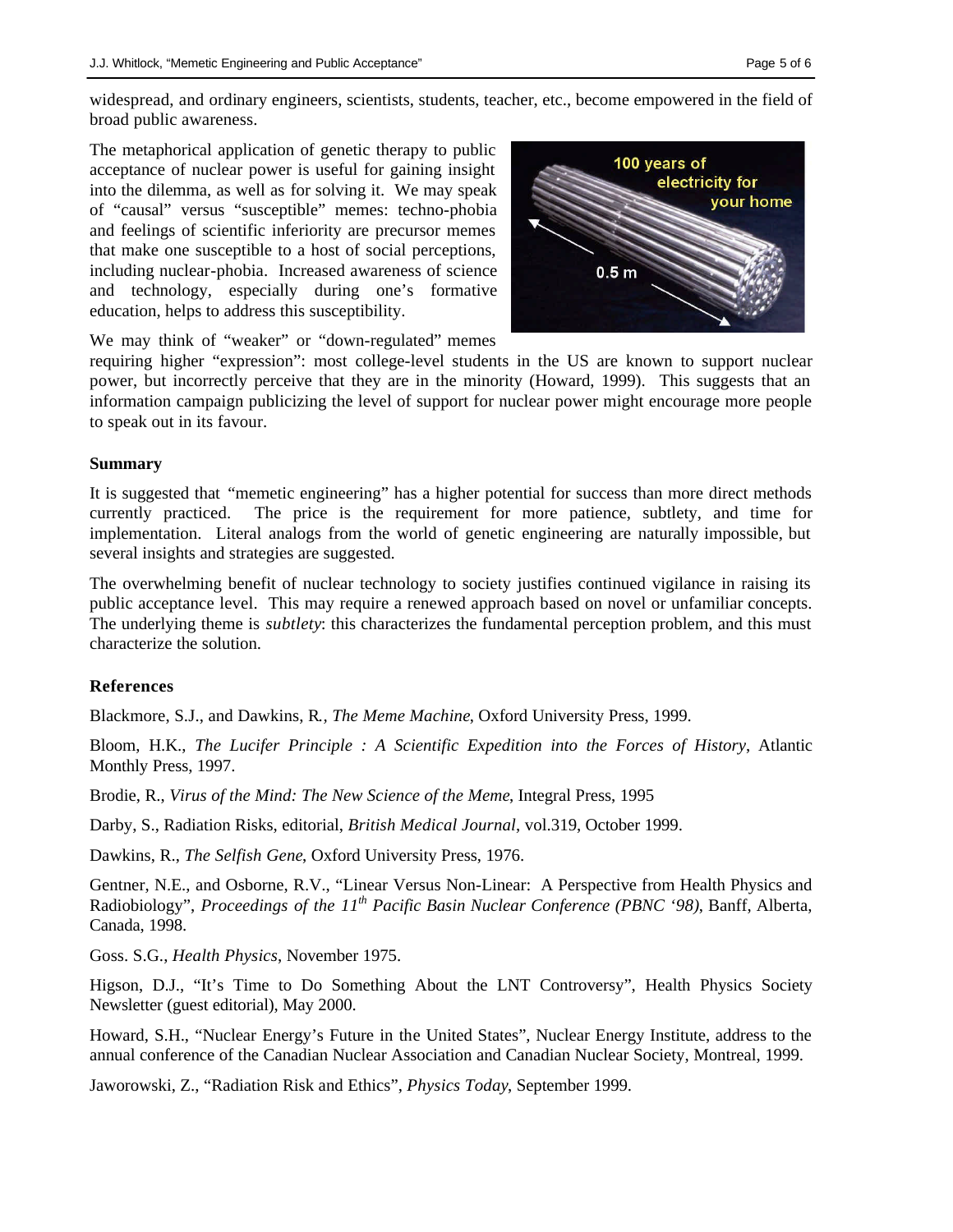widespread, and ordinary engineers, scientists, students, teacher, etc., become empowered in the field of broad public awareness.

The metaphorical application of genetic therapy to public acceptance of nuclear power is useful for gaining insight into the dilemma, as well as for solving it. We may speak of "causal" versus "susceptible" memes: techno-phobia and feelings of scientific inferiority are precursor memes that make one susceptible to a host of social perceptions, including nuclear-phobia. Increased awareness of science and technology, especially during one's formative education, helps to address this susceptibility.

We may think of "weaker" or "down-regulated" memes requiring higher "expression": most college-level students in the US are known to support nuclear power, but incorrectly perceive that they are in the minority (Howard, 1999). This suggests that an information campaign publicizing the level of support for nuclear power might encourage more people to speak out in its favour.

**Summary**

It is suggested that "memetic engineering" has a higher potential for success than more direct methods currently practiced. The price is the requirement for more patience, subtlety, and time for implementation. Literal analogs from the world of genetic engineering are naturally impossible, but several insights and strategies are suggested.

The overwhelming benefit of nuclear technology to society justifies continued vigilance in raising its public acceptance level. This may require a renewed approach based on novel or unfamiliar concepts. The underlying theme is *subtlety*: this characterizes the fundamental perception problem, and this must characterize the solution.

**References**

Blackmore, S.J., and Dawkins, R*., The Meme Machine*, Oxford University Press, 1999.

Bloom, H.K., *The Lucifer Principle : A Scientific Expedition into the Forces of History*, Atlantic Monthly Press, 1997.

Brodie, R., *Virus of the Mind: The New Science of the Meme*, Integral Press, 1995

Darby, S., Radiation Risks, editorial, *British Medical Journal*, vol.319, October 1999.

Dawkins, R., *The Selfish Gene*, Oxford University Press, 1976.

Gentner, N.E., and Osborne, R.V., "Linear Versus Non-Linear: A Perspective from Health Physics and Radiobiology", *Proceedings of the 11th Pacific Basin Nuclear Conference (PBNC '98)*, Banff, Alberta, Canada, 1998.

Goss. S.G., *Health Physics*, November 1975.

Higson, D.J., "It's Time to Do Something About the LNT Controversy", Health Physics Society Newsletter (guest editorial), May 2000.

Howard, S.H., "Nuclear Energy's Future in the United States", Nuclear Energy Institute, address to the annual conference of the Canadian Nuclear Association and Canadian Nuclear Society, Montreal, 1999.

Jaworowski, Z., "Radiation Risk and Ethics", *Physics Today*, September 1999.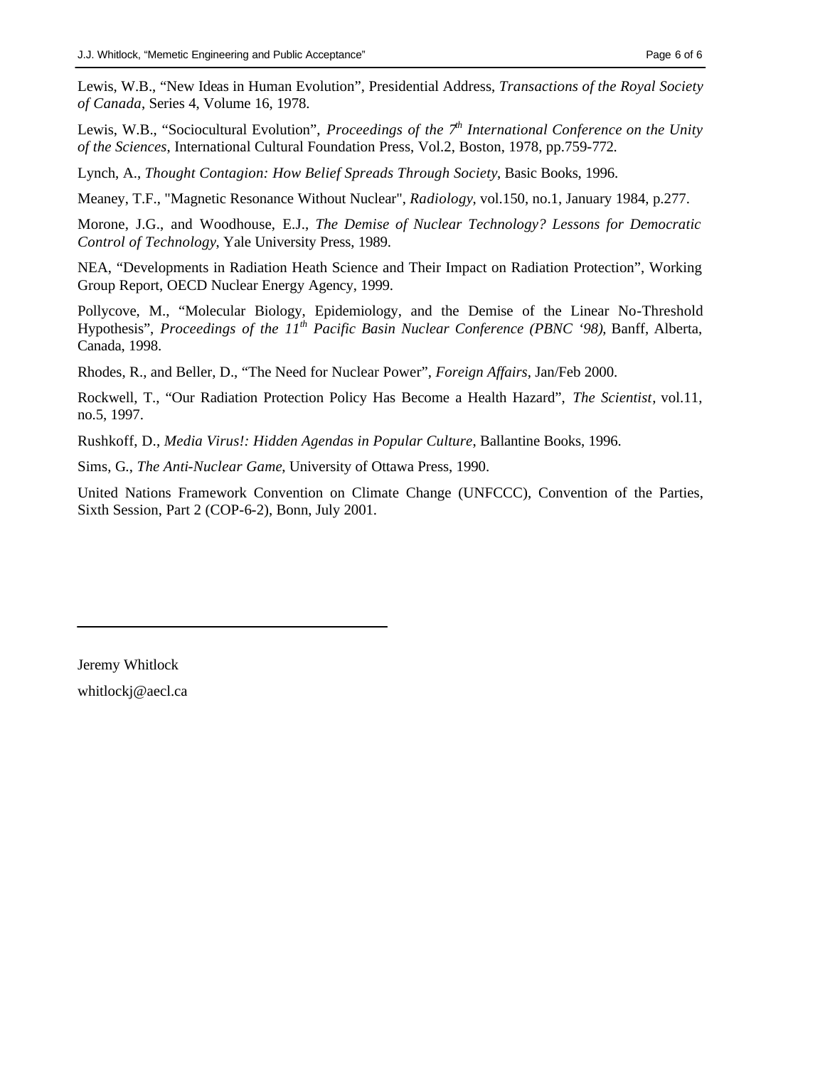Lewis, W.B., "New Ideas in Human Evolution", Presidential Address, *Transactions of the Royal Society of Canada*, Series 4, Volume 16, 1978.

Lewis, W.B., "Sociocultural Evolution", *Proceedings of the 7th International Conference on the Unity of the Sciences*, International Cultural Foundation Press, Vol.2, Boston, 1978, pp.759-772.

Lynch, A., *Thought Contagion: How Belief Spreads Through Society*, Basic Books, 1996.

Meaney, T.F., "Magnetic Resonance Without Nuclear", *Radiology*, vol.150, no.1, January 1984, p.277.

Morone, J.G., and Woodhouse, E.J., *The Demise of Nuclear Technology? Lessons for Democratic Control of Technology*, Yale University Press, 1989.

NEA, "Developments in Radiation Heath Science and Their Impact on Radiation Protection", Working Group Report, OECD Nuclear Energy Agency, 1999.

Pollycove, M., "Molecular Biology, Epidemiology, and the Demise of the Linear No-Threshold Hypothesis", *Proceedings of the 11th Pacific Basin Nuclear Conference (PBNC '98)*, Banff, Alberta, Canada, 1998.

Rhodes, R., and Beller, D., "The Need for Nuclear Power", *Foreign Affairs*, Jan/Feb 2000.

Rockwell, T., "Our Radiation Protection Policy Has Become a Health Hazard", *The Scientist*, vol.11, no.5, 1997.

Rushkoff, D., *Media Virus!: Hidden Agendas in Popular Culture*, Ballantine Books, 1996.

Sims, G., *The Anti-Nuclear Game*, University of Ottawa Press, 1990.

United Nations Framework Convention on Climate Change (UNFCCC), Convention of the Parties, Sixth Session, Part 2 (COP-6-2), Bonn, July 2001.

---

Jeremy Whitlock

whitlockj@aecl.ca